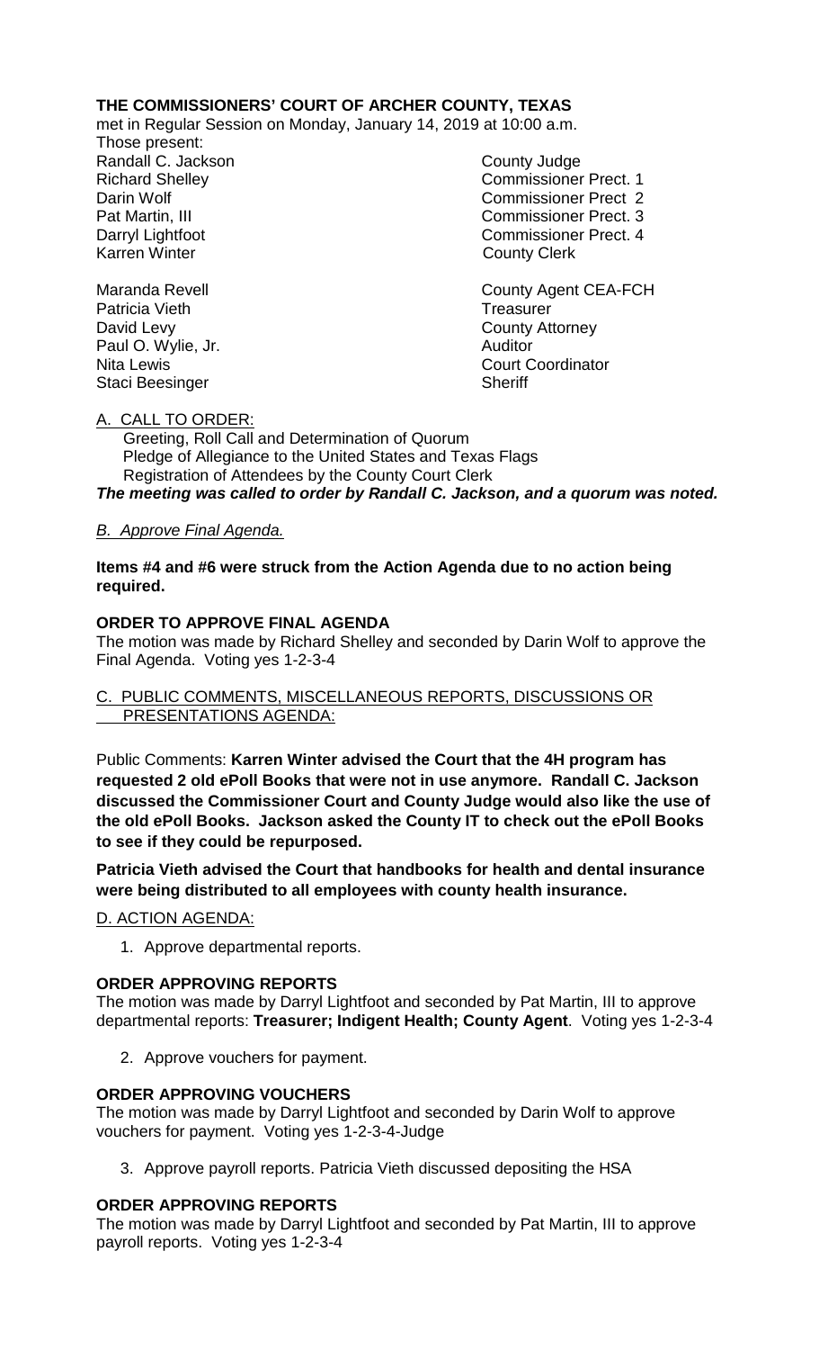**THE COMMISSIONERS' COURT OF ARCHER COUNTY, TEXAS**

met in Regular Session on Monday, January 14, 2019 at 10:00 a.m.

Those present:

| | |
|---|---|
| Randall C. Jackson | County Judge |
| Richard Shelley | Commissioner Prect. 1 |
| Darin Wolf | Commissioner Prect 2 |
| Pat Martin, III | Commissioner Prect. 3 |
| Darryl Lightfoot | Commissioner Prect. 4 |
| Karren Winter | County Clerk |
| | |
| Maranda Revell | County Agent CEA-FCH |
| Patricia Vieth | Treasurer |
| David Levy | County Attorney |
| Paul O. Wylie, Jr. | Auditor |
| Nita Lewis | Court Coordinator |
| Staci Beesinger | Sheriff |

A. CALL TO ORDER:

Greeting, Roll Call and Determination of Quorum
Pledge of Allegiance to the United States and Texas Flags
Registration of Attendees by the County Court Clerk

***The meeting was called to order by Randall C. Jackson, and a quorum was noted.***

*B. Approve Final Agenda.*

**Items #4 and #6 were struck from the Action Agenda due to no action being required.**

**ORDER TO APPROVE FINAL AGENDA**

The motion was made by Richard Shelley and seconded by Darin Wolf to approve the Final Agenda. Voting yes 1-2-3-4

C. PUBLIC COMMENTS, MISCELLANEOUS REPORTS, DISCUSSIONS OR PRESENTATIONS AGENDA:

Public Comments: **Karren Winter advised the Court that the 4H program has requested 2 old ePoll Books that were not in use anymore. Randall C. Jackson discussed the Commissioner Court and County Judge would also like the use of the old ePoll Books. Jackson asked the County IT to check out the ePoll Books to see if they could be repurposed.**

**Patricia Vieth advised the Court that handbooks for health and dental insurance were being distributed to all employees with county health insurance.**

D. ACTION AGENDA:

1. Approve departmental reports.

**ORDER APPROVING REPORTS**

The motion was made by Darryl Lightfoot and seconded by Pat Martin, III to approve departmental reports: **Treasurer; Indigent Health; County Agent**. Voting yes 1-2-3-4

2. Approve vouchers for payment.

**ORDER APPROVING VOUCHERS**

The motion was made by Darryl Lightfoot and seconded by Darin Wolf to approve vouchers for payment. Voting yes 1-2-3-4-Judge

3. Approve payroll reports. Patricia Vieth discussed depositing the HSA

**ORDER APPROVING REPORTS**

The motion was made by Darryl Lightfoot and seconded by Pat Martin, III to approve payroll reports. Voting yes 1-2-3-4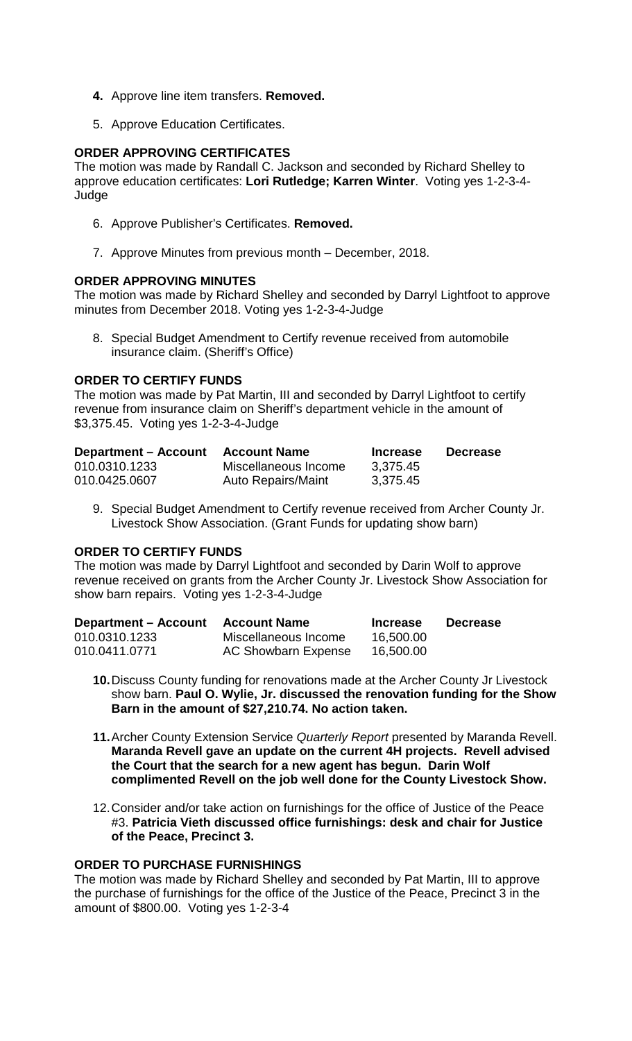4. **Approve line item transfers. Removed.**

5. Approve Education Certificates.

**ORDER APPROVING CERTIFICATES**

The motion was made by Randall C. Jackson and seconded by Richard Shelley to approve education certificates: **Lori Rutledge; Karren Winter**. Voting yes 1-2-3-4-Judge

6. Approve Publisher's Certificates. **Removed.**

7. Approve Minutes from previous month – December, 2018.

**ORDER APPROVING MINUTES**

The motion was made by Richard Shelley and seconded by Darryl Lightfoot to approve minutes from December 2018. Voting yes 1-2-3-4-Judge

8. Special Budget Amendment to Certify revenue received from automobile insurance claim. (Sheriff's Office)

**ORDER TO CERTIFY FUNDS**

The motion was made by Pat Martin, III and seconded by Darryl Lightfoot to certify revenue from insurance claim on Sheriff's department vehicle in the amount of $3,375.45. Voting yes 1-2-3-4-Judge

| Department – Account | Account Name | Increase | Decrease |
|---|---|---|---|
| 010.0310.1233 | Miscellaneous Income | 3,375.45 | |
| 010.0425.0607 | Auto Repairs/Maint | 3,375.45 | |

9. Special Budget Amendment to Certify revenue received from Archer County Jr. Livestock Show Association. (Grant Funds for updating show barn)

**ORDER TO CERTIFY FUNDS**

The motion was made by Darryl Lightfoot and seconded by Darin Wolf to approve revenue received on grants from the Archer County Jr. Livestock Show Association for show barn repairs. Voting yes 1-2-3-4-Judge

| Department – Account | Account Name | Increase | Decrease |
|---|---|---|---|
| 010.0310.1233 | Miscellaneous Income | 16,500.00 | |
| 010.0411.0771 | AC Showbarn Expense | 16,500.00 | |

10. Discuss County funding for renovations made at the Archer County Jr Livestock show barn. **Paul O. Wylie, Jr. discussed the renovation funding for the Show Barn in the amount of $27,210.74. No action taken.**

11. Archer County Extension Service *Quarterly Report* presented by Maranda Revell. **Maranda Revell gave an update on the current 4H projects. Revell advised the Court that the search for a new agent has begun. Darin Wolf complimented Revell on the job well done for the County Livestock Show.**

12. Consider and/or take action on furnishings for the office of Justice of the Peace #3. **Patricia Vieth discussed office furnishings: desk and chair for Justice of the Peace, Precinct 3.**

**ORDER TO PURCHASE FURNISHINGS**

The motion was made by Richard Shelley and seconded by Pat Martin, III to approve the purchase of furnishings for the office of the Justice of the Peace, Precinct 3 in the amount of $800.00. Voting yes 1-2-3-4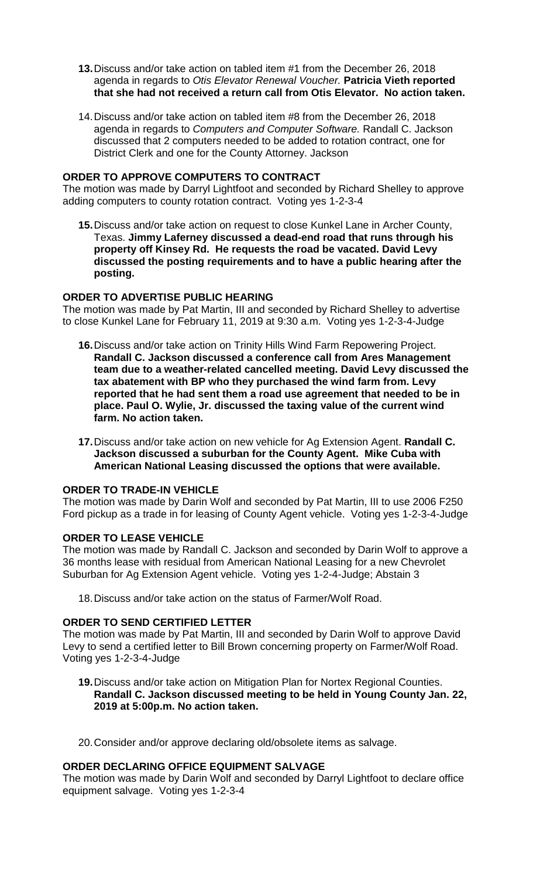13. Discuss and/or take action on tabled item #1 from the December 26, 2018 agenda in regards to *Otis Elevator Renewal Voucher.* **Patricia Vieth reported that she had not received a return call from Otis Elevator. No action taken.**

14. Discuss and/or take action on tabled item #8 from the December 26, 2018 agenda in regards to *Computers and Computer Software.* Randall C. Jackson discussed that 2 computers needed to be added to rotation contract, one for District Clerk and one for the County Attorney. Jackson

**ORDER TO APPROVE COMPUTERS TO CONTRACT**

The motion was made by Darryl Lightfoot and seconded by Richard Shelley to approve adding computers to county rotation contract. Voting yes 1-2-3-4

15. Discuss and/or take action on request to close Kunkel Lane in Archer County, Texas. **Jimmy Laferney discussed a dead-end road that runs through his property off Kinsey Rd. He requests the road be vacated. David Levy discussed the posting requirements and to have a public hearing after the posting.**

**ORDER TO ADVERTISE PUBLIC HEARING**

The motion was made by Pat Martin, III and seconded by Richard Shelley to advertise to close Kunkel Lane for February 11, 2019 at 9:30 a.m. Voting yes 1-2-3-4-Judge

16. Discuss and/or take action on Trinity Hills Wind Farm Repowering Project. **Randall C. Jackson discussed a conference call from Ares Management team due to a weather-related cancelled meeting. David Levy discussed the tax abatement with BP who they purchased the wind farm from. Levy reported that he had sent them a road use agreement that needed to be in place. Paul O. Wylie, Jr. discussed the taxing value of the current wind farm. No action taken.**

17. Discuss and/or take action on new vehicle for Ag Extension Agent. **Randall C. Jackson discussed a suburban for the County Agent. Mike Cuba with American National Leasing discussed the options that were available.**

**ORDER TO TRADE-IN VEHICLE**

The motion was made by Darin Wolf and seconded by Pat Martin, III to use 2006 F250 Ford pickup as a trade in for leasing of County Agent vehicle. Voting yes 1-2-3-4-Judge

**ORDER TO LEASE VEHICLE**

The motion was made by Randall C. Jackson and seconded by Darin Wolf to approve a 36 months lease with residual from American National Leasing for a new Chevrolet Suburban for Ag Extension Agent vehicle. Voting yes 1-2-4-Judge; Abstain 3

18. Discuss and/or take action on the status of Farmer/Wolf Road.

**ORDER TO SEND CERTIFIED LETTER**

The motion was made by Pat Martin, III and seconded by Darin Wolf to approve David Levy to send a certified letter to Bill Brown concerning property on Farmer/Wolf Road. Voting yes 1-2-3-4-Judge

19. Discuss and/or take action on Mitigation Plan for Nortex Regional Counties. **Randall C. Jackson discussed meeting to be held in Young County Jan. 22, 2019 at 5:00p.m. No action taken.**

20. Consider and/or approve declaring old/obsolete items as salvage.

**ORDER DECLARING OFFICE EQUIPMENT SALVAGE**

The motion was made by Darin Wolf and seconded by Darryl Lightfoot to declare office equipment salvage. Voting yes 1-2-3-4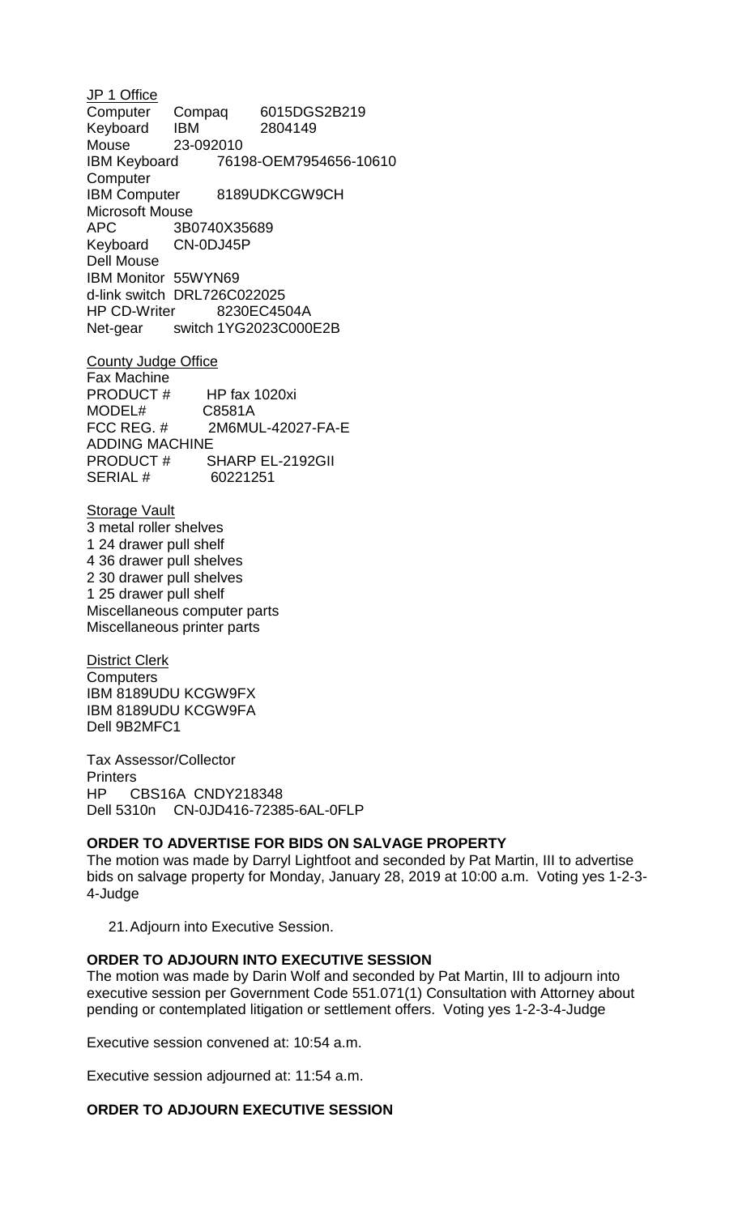<u>JP 1 Office</u>

Computer Compaq 6015DGS2B219
Keyboard IBM 2804149
Mouse 23-092010
IBM Keyboard 76198-OEM7954656-10610
Computer
IBM Computer 8189UDKCGW9CH
Microsoft Mouse
APC 3B0740X35689
Keyboard CN-0DJ45P
Dell Mouse
IBM Monitor 55WYN69
d-link switch DRL726C022025
HP CD-Writer 8230EC4504A
Net-gear switch 1YG2023C000E2B

<u>County Judge Office</u>

Fax Machine
PRODUCT # HP fax 1020xi
MODEL# C8581A
FCC REG. # 2M6MUL-42027-FA-E
ADDING MACHINE
PRODUCT # SHARP EL-2192GII
SERIAL # 60221251

<u>Storage Vault</u>

3 metal roller shelves
1 24 drawer pull shelf
4 36 drawer pull shelves
2 30 drawer pull shelves
1 25 drawer pull shelf
Miscellaneous computer parts
Miscellaneous printer parts

<u>District Clerk</u>

Computers
IBM 8189UDU KCGW9FX
IBM 8189UDU KCGW9FA
Dell 9B2MFC1

Tax Assessor/Collector
Printers
HP CBS16A CNDY218348
Dell 5310n CN-0JD416-72385-6AL-0FLP

**ORDER TO ADVERTISE FOR BIDS ON SALVAGE PROPERTY**

The motion was made by Darryl Lightfoot and seconded by Pat Martin, III to advertise bids on salvage property for Monday, January 28, 2019 at 10:00 a.m. Voting yes 1-2-3-4-Judge

21. Adjourn into Executive Session.

**ORDER TO ADJOURN INTO EXECUTIVE SESSION**

The motion was made by Darin Wolf and seconded by Pat Martin, III to adjourn into executive session per Government Code 551.071(1) Consultation with Attorney about pending or contemplated litigation or settlement offers. Voting yes 1-2-3-4-Judge

Executive session convened at: 10:54 a.m.

Executive session adjourned at: 11:54 a.m.

**ORDER TO ADJOURN EXECUTIVE SESSION**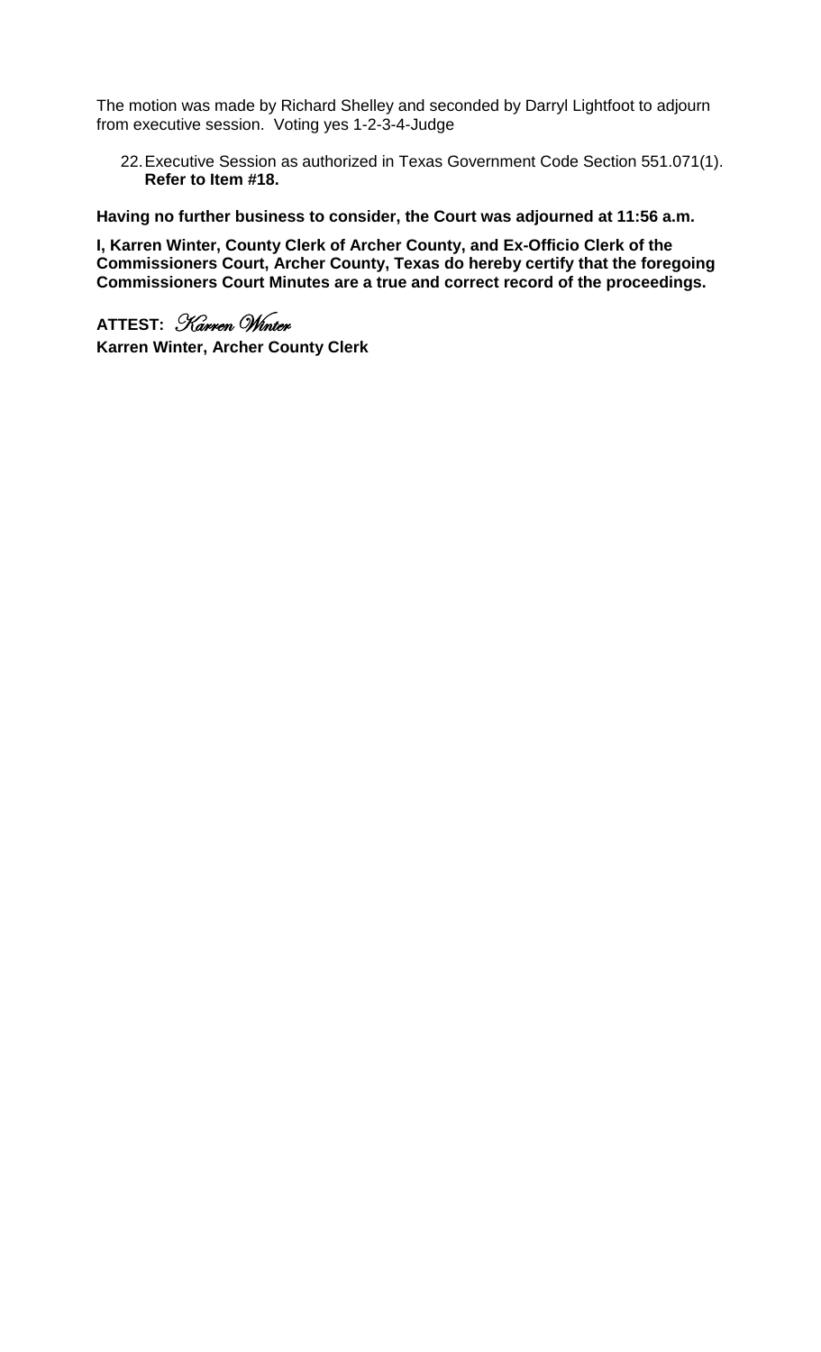The motion was made by Richard Shelley and seconded by Darryl Lightfoot to adjourn from executive session. Voting yes 1-2-3-4-Judge

22. Executive Session as authorized in Texas Government Code Section 551.071(1). **Refer to Item #18.**

**Having no further business to consider, the Court was adjourned at 11:56 a.m.**

**I, Karren Winter, County Clerk of Archer County, and Ex-Officio Clerk of the Commissioners Court, Archer County, Texas do hereby certify that the foregoing Commissioners Court Minutes are a true and correct record of the proceedings.**

**ATTEST:** *Karren Winter*

**Karren Winter, Archer County Clerk**